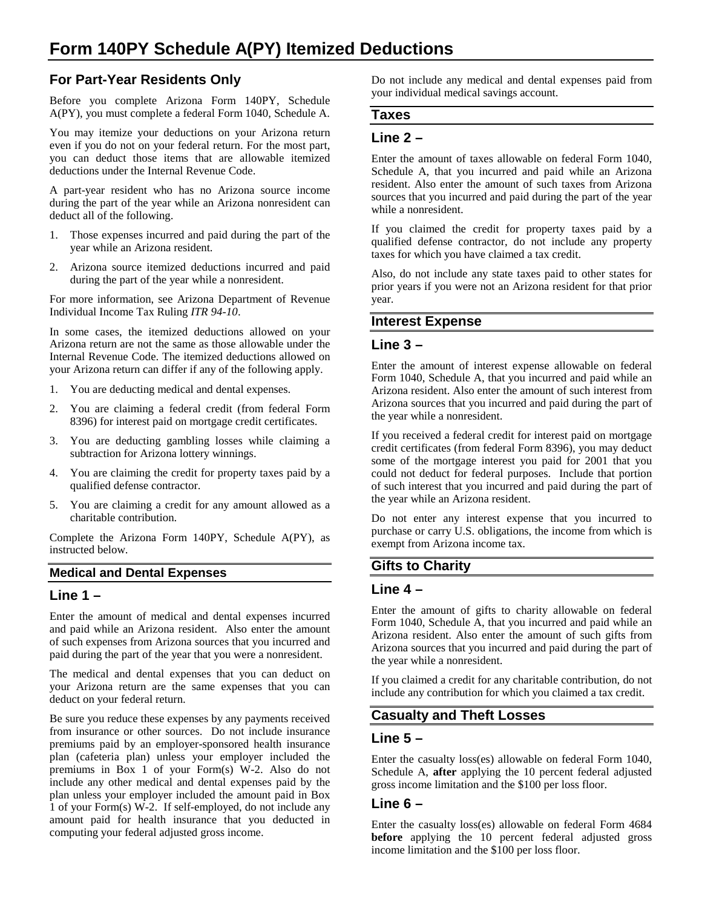# Form 140PY Schedule A(PY) Itemized Deductions

## For Part-Year Residents Only

Before you complete Arizona Form 140PY, Schedule A(PY), you must complete a federal Form 1040, Schedule A.

You may itemize your deductions on your Arizona return even if you do not on your federal return. For the most part, you can deduct those items that are allowable itemized deductions under the Internal Revenue Code.

A part-year resident who has no Arizona source income during the part of the year while an Arizona nonresident can deduct all of the following.

1. Those expenses incurred and paid during the part of the year while an Arizona resident.
2. Arizona source itemized deductions incurred and paid during the part of the year while a nonresident.

For more information, see Arizona Department of Revenue Individual Income Tax Ruling *ITR 94-10*.

In some cases, the itemized deductions allowed on your Arizona return are not the same as those allowable under the Internal Revenue Code. The itemized deductions allowed on your Arizona return can differ if any of the following apply.

1. You are deducting medical and dental expenses.
2. You are claiming a federal credit (from federal Form 8396) for interest paid on mortgage credit certificates.
3. You are deducting gambling losses while claiming a subtraction for Arizona lottery winnings.
4. You are claiming the credit for property taxes paid by a qualified defense contractor.
5. You are claiming a credit for any amount allowed as a charitable contribution.

Complete the Arizona Form 140PY, Schedule A(PY), as instructed below.

### Medical and Dental Expenses

## Line 1 –

Enter the amount of medical and dental expenses incurred and paid while an Arizona resident. Also enter the amount of such expenses from Arizona sources that you incurred and paid during the part of the year that you were a nonresident.

The medical and dental expenses that you can deduct on your Arizona return are the same expenses that you can deduct on your federal return.

Be sure you reduce these expenses by any payments received from insurance or other sources. Do not include insurance premiums paid by an employer-sponsored health insurance plan (cafeteria plan) unless your employer included the premiums in Box 1 of your Form(s) W-2. Also do not include any other medical and dental expenses paid by the plan unless your employer included the amount paid in Box 1 of your Form(s) W-2. If self-employed, do not include any amount paid for health insurance that you deducted in computing your federal adjusted gross income.

Do not include any medical and dental expenses paid from your individual medical savings account.

### Taxes

## Line 2 –

Enter the amount of taxes allowable on federal Form 1040, Schedule A, that you incurred and paid while an Arizona resident. Also enter the amount of such taxes from Arizona sources that you incurred and paid during the part of the year while a nonresident.

If you claimed the credit for property taxes paid by a qualified defense contractor, do not include any property taxes for which you have claimed a tax credit.

Also, do not include any state taxes paid to other states for prior years if you were not an Arizona resident for that prior year.

### Interest Expense

## Line 3 –

Enter the amount of interest expense allowable on federal Form 1040, Schedule A, that you incurred and paid while an Arizona resident. Also enter the amount of such interest from Arizona sources that you incurred and paid during the part of the year while a nonresident.

If you received a federal credit for interest paid on mortgage credit certificates (from federal Form 8396), you may deduct some of the mortgage interest you paid for 2001 that you could not deduct for federal purposes. Include that portion of such interest that you incurred and paid during the part of the year while an Arizona resident.

Do not enter any interest expense that you incurred to purchase or carry U.S. obligations, the income from which is exempt from Arizona income tax.

### Gifts to Charity

## Line 4 –

Enter the amount of gifts to charity allowable on federal Form 1040, Schedule A, that you incurred and paid while an Arizona resident. Also enter the amount of such gifts from Arizona sources that you incurred and paid during the part of the year while a nonresident.

If you claimed a credit for any charitable contribution, do not include any contribution for which you claimed a tax credit.

### Casualty and Theft Losses

## Line 5 –

Enter the casualty loss(es) allowable on federal Form 1040, Schedule A, **after** applying the 10 percent federal adjusted gross income limitation and the $100 per loss floor.

## Line 6 –

Enter the casualty loss(es) allowable on federal Form 4684 **before** applying the 10 percent federal adjusted gross income limitation and the $100 per loss floor.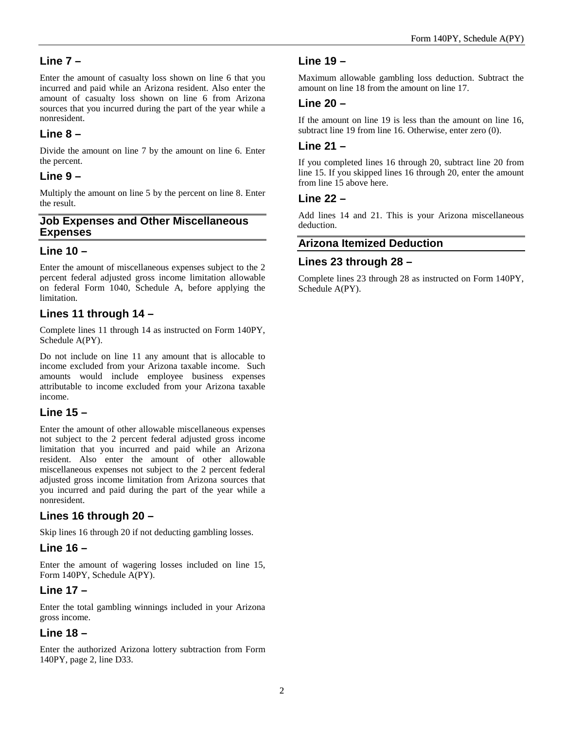## Line 7 –

Enter the amount of casualty loss shown on line 6 that you incurred and paid while an Arizona resident. Also enter the amount of casualty loss shown on line 6 from Arizona sources that you incurred during the part of the year while a nonresident.

## Line 8 –

Divide the amount on line 7 by the amount on line 6. Enter the percent.

## Line 9 –

Multiply the amount on line 5 by the percent on line 8. Enter the result.

# Job Expenses and Other Miscellaneous Expenses

## Line 10 –

Enter the amount of miscellaneous expenses subject to the 2 percent federal adjusted gross income limitation allowable on federal Form 1040, Schedule A, before applying the limitation.

## Lines 11 through 14 –

Complete lines 11 through 14 as instructed on Form 140PY, Schedule A(PY).

Do not include on line 11 any amount that is allocable to income excluded from your Arizona taxable income. Such amounts would include employee business expenses attributable to income excluded from your Arizona taxable income.

## Line 15 –

Enter the amount of other allowable miscellaneous expenses not subject to the 2 percent federal adjusted gross income limitation that you incurred and paid while an Arizona resident. Also enter the amount of other allowable miscellaneous expenses not subject to the 2 percent federal adjusted gross income limitation from Arizona sources that you incurred and paid during the part of the year while a nonresident.

## Lines 16 through 20 –

Skip lines 16 through 20 if not deducting gambling losses.

## Line 16 –

Enter the amount of wagering losses included on line 15, Form 140PY, Schedule A(PY).

## Line 17 –

Enter the total gambling winnings included in your Arizona gross income.

## Line 18 –

Enter the authorized Arizona lottery subtraction from Form 140PY, page 2, line D33.

## Line 19 –

Maximum allowable gambling loss deduction. Subtract the amount on line 18 from the amount on line 17.

## Line 20 –

If the amount on line 19 is less than the amount on line 16, subtract line 19 from line 16. Otherwise, enter zero (0).

## Line 21 –

If you completed lines 16 through 20, subtract line 20 from line 15. If you skipped lines 16 through 20, enter the amount from line 15 above here.

## Line 22 –

Add lines 14 and 21. This is your Arizona miscellaneous deduction.

# Arizona Itemized Deduction

## Lines 23 through 28 –

Complete lines 23 through 28 as instructed on Form 140PY, Schedule A(PY).